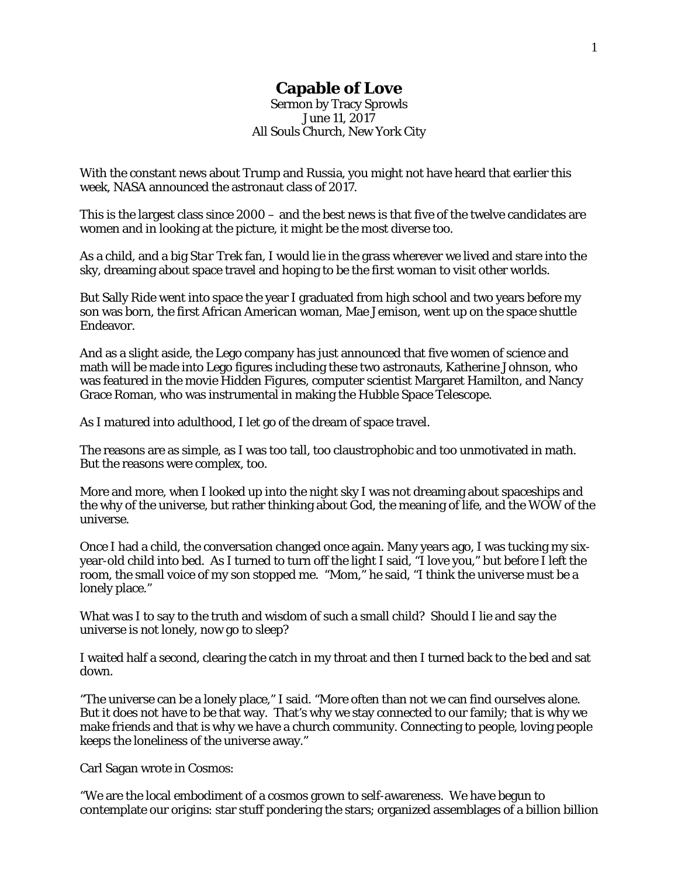# Capable of Love

Sermon by Tracy Sprowls
June 11, 2017
All Souls Church, New York City

With the constant news about Trump and Russia, you might not have heard that earlier this week, NASA announced the astronaut class of 2017.

This is the largest class since 2000 – and the best news is that five of the twelve candidates are women and in looking at the picture, it might be the most diverse too.

As a child, and a big *Star Trek* fan, I would lie in the grass wherever we lived and stare into the sky, dreaming about space travel and hoping to be the first woman to visit other worlds.

But Sally Ride went into space the year I graduated from high school and two years before my son was born, the first African American woman, Mae Jemison, went up on the space shuttle Endeavor.

And as a slight aside, the Lego company has just announced that five women of science and math will be made into Lego figures including these two astronauts, Katherine Johnson, who was featured in the movie *Hidden Figures*, computer scientist Margaret Hamilton, and Nancy Grace Roman, who was instrumental in making the Hubble Space Telescope.

As I matured into adulthood, I let go of the dream of space travel.

The reasons are as simple, as I was too tall, too claustrophobic and too unmotivated in math. But the reasons were complex, too.

More and more, when I looked up into the night sky I was not dreaming about spaceships and the why of the universe, but rather thinking about God, the meaning of life, and the WOW of the universe.

Once I had a child, the conversation changed once again. Many years ago, I was tucking my six-year-old child into bed. As I turned to turn off the light I said, "I love you," but before I left the room, the small voice of my son stopped me. "Mom," he said, "I think the universe must be a lonely place."

What was I to say to the truth and wisdom of such a small child? Should I lie and say the universe is not lonely, now go to sleep?

I waited half a second, clearing the catch in my throat and then I turned back to the bed and sat down.

"The universe can be a lonely place," I said. "More often than not we can find ourselves alone. But it does not have to be that way. That's why we stay connected to our family; that is why we make friends and that is why we have a church community. Connecting to people, loving people keeps the loneliness of the universe away."

Carl Sagan wrote in Cosmos:

"We are the local embodiment of a cosmos grown to self-awareness. We have begun to contemplate our origins: star stuff pondering the stars; organized assemblages of a billion billion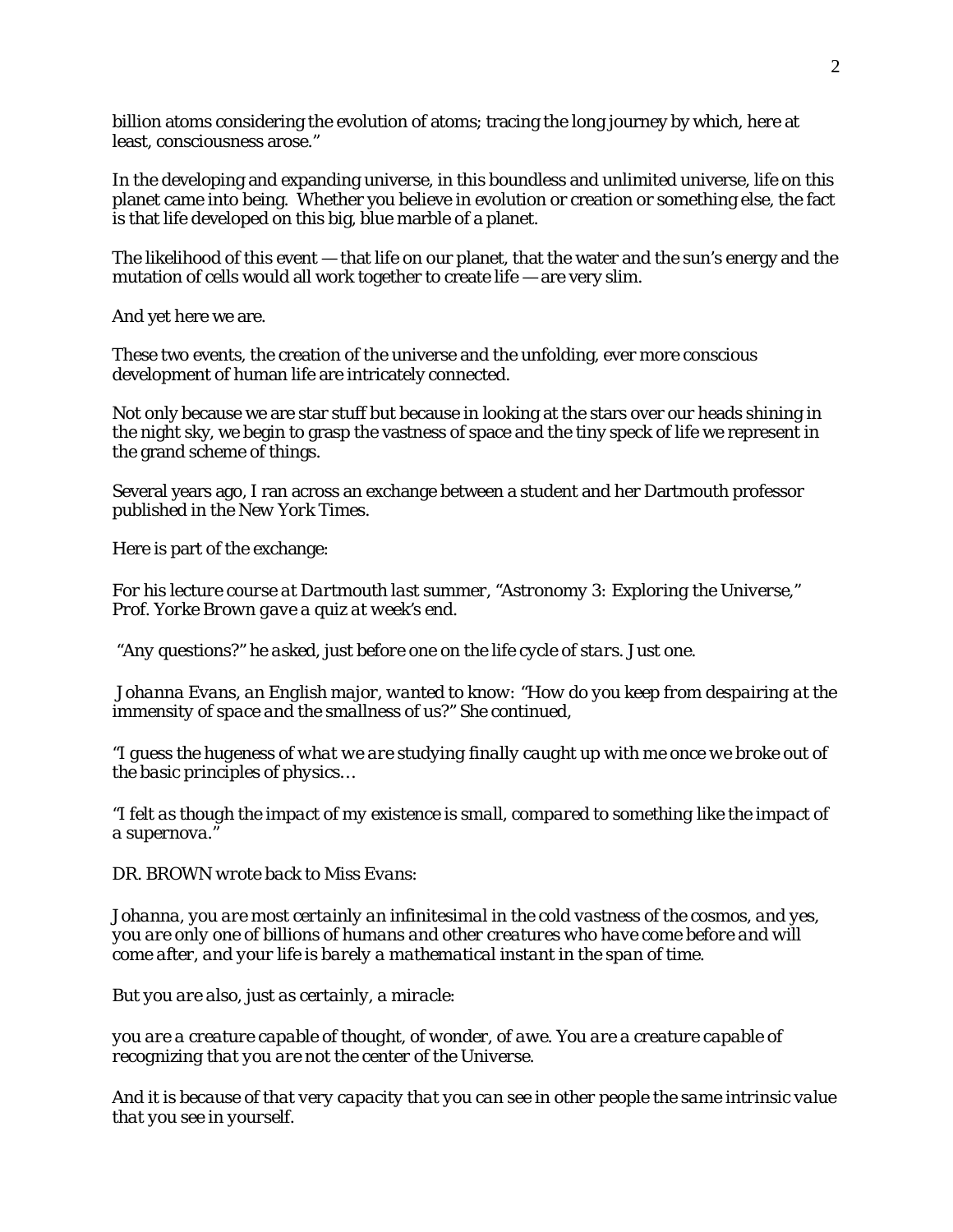billion atoms considering the evolution of atoms; tracing the long journey by which, here at least, consciousness arose."

In the developing and expanding universe, in this boundless and unlimited universe, life on this planet came into being. Whether you believe in evolution or creation or something else, the fact is that life developed on this big, blue marble of a planet.

The likelihood of this event — that life on our planet, that the water and the sun's energy and the mutation of cells would all work together to create life — are very slim.

And yet here we are.

These two events, the creation of the universe and the unfolding, ever more conscious development of human life are intricately connected.

Not only because we are star stuff but because in looking at the stars over our heads shining in the night sky, we begin to grasp the vastness of space and the tiny speck of life we represent in the grand scheme of things.

Several years ago, I ran across an exchange between a student and her Dartmouth professor published in the *New York Times*.

Here is part of the exchange:

*For his lecture course at Dartmouth last summer, "Astronomy 3: Exploring the Universe," Prof. Yorke Brown gave a quiz at week's end.*

*"Any questions?" he asked, just before one on the life cycle of stars. Just one.*

*Johanna Evans, an English major, wanted to know: "How do you keep from despairing at the immensity of space and the smallness of us?" She continued,*

*"I guess the hugeness of what we are studying finally caught up with me once we broke out of the basic principles of physics…*

*"I felt as though the impact of my existence is small, compared to something like the impact of a supernova."*

*DR. BROWN wrote back to Miss Evans:*

*Johanna, you are most certainly an infinitesimal in the cold vastness of the cosmos, and yes, you are only one of billions of humans and other creatures who have come before and will come after, and your life is barely a mathematical instant in the span of time.*

*But you are also, just as certainly, a miracle:*

*you are a creature capable of thought, of wonder, of awe. You are a creature capable of recognizing that you are not the center of the Universe.*

*And it is because of that very capacity that you can see in other people the same intrinsic value that you see in yourself.*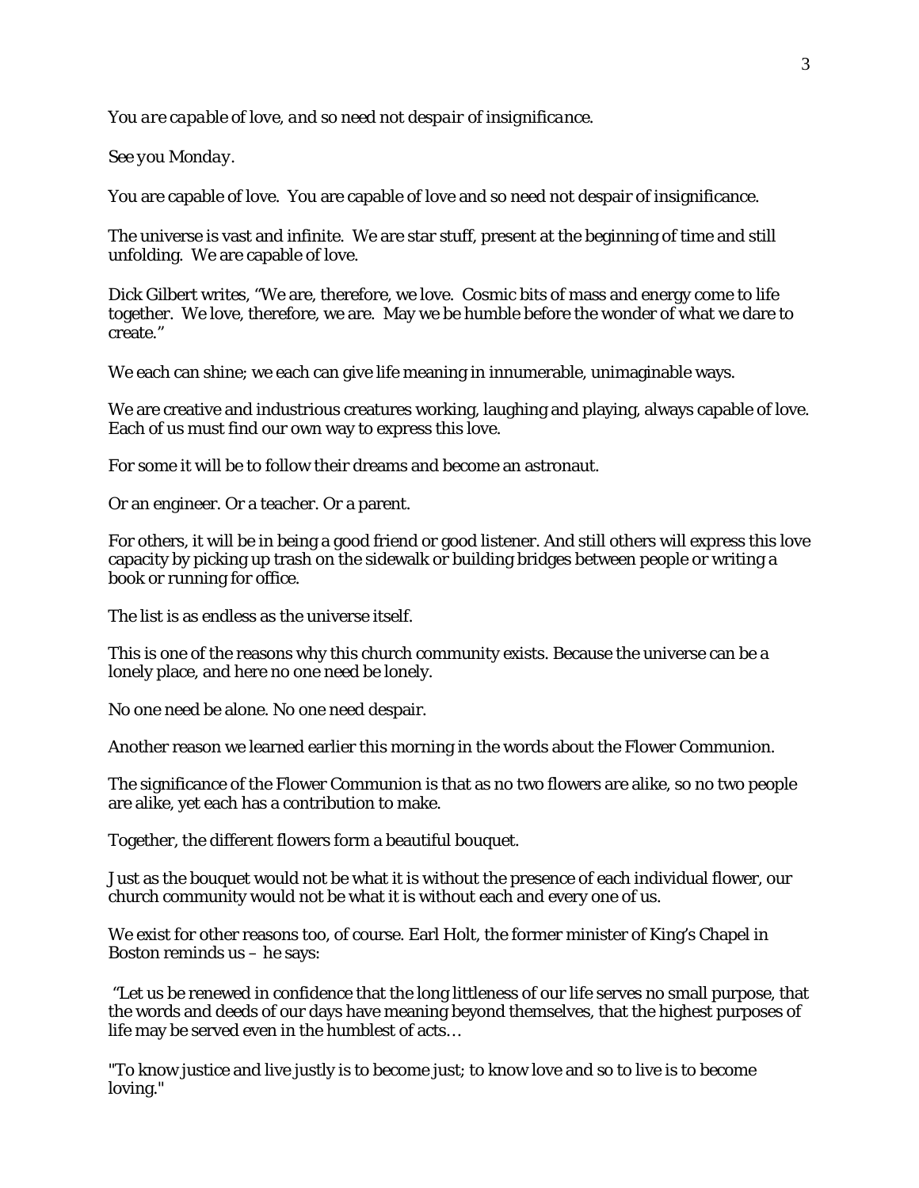*You are capable of love, and so need not despair of insignificance.*

*See you Monday.*

You are capable of love. You are capable of love and so need not despair of insignificance.

The universe is vast and infinite. We are star stuff, present at the beginning of time and still unfolding. We are capable of love.

Dick Gilbert writes, "We are, therefore, we love. Cosmic bits of mass and energy come to life together. We love, therefore, we are. May we be humble before the wonder of what we dare to create."

We each can shine; we each can give life meaning in innumerable, unimaginable ways.

We are creative and industrious creatures working, laughing and playing, always capable of love. Each of us must find our own way to express this love.

For some it will be to follow their dreams and become an astronaut.

Or an engineer. Or a teacher. Or a parent.

For others, it will be in being a good friend or good listener. And still others will express this love capacity by picking up trash on the sidewalk or building bridges between people or writing a book or running for office.

The list is as endless as the universe itself.

This is one of the reasons why this church community exists. Because the universe can be a lonely place, and here no one need be lonely.

No one need be alone. No one need despair.

Another reason we learned earlier this morning in the words about the Flower Communion.

The significance of the Flower Communion is that as no two flowers are alike, so no two people are alike, yet each has a contribution to make.

Together, the different flowers form a beautiful bouquet.

Just as the bouquet would not be what it is without the presence of each individual flower, our church community would not be what it is without each and every one of us.

We exist for other reasons too, of course. Earl Holt, the former minister of King's Chapel in Boston reminds us – he says:

"Let us be renewed in confidence that the long littleness of our life serves no small purpose, that the words and deeds of our days have meaning beyond themselves, that the highest purposes of life may be served even in the humblest of acts…

"To know justice and live justly is to become just; to know love and so to live is to become loving."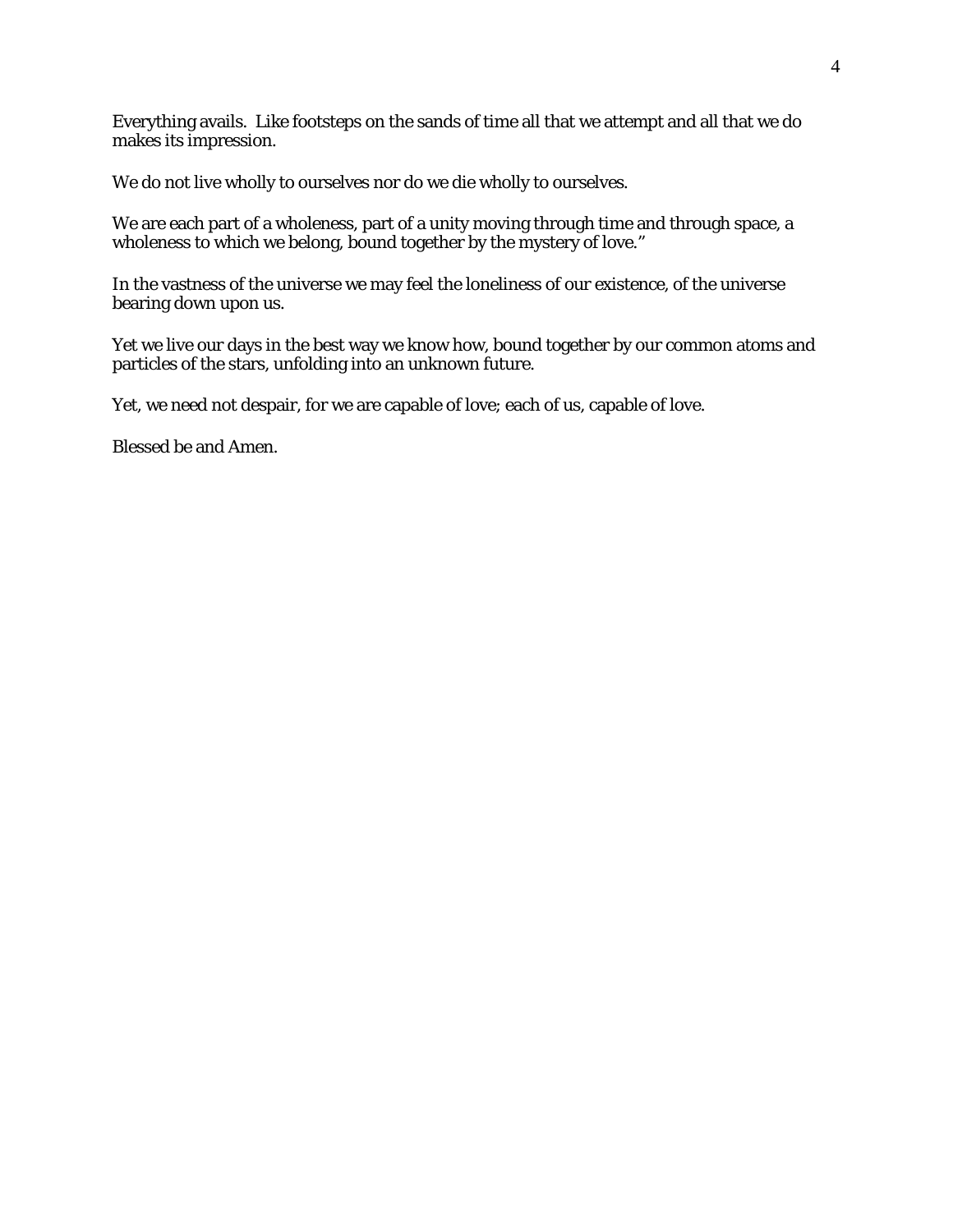Everything avails.  Like footsteps on the sands of time all that we attempt and all that we do makes its impression.

We do not live wholly to ourselves nor do we die wholly to ourselves.

We are each part of a wholeness, part of a unity moving through time and through space, a wholeness to which we belong, bound together by the mystery of love."

In the vastness of the universe we may feel the loneliness of our existence, of the universe bearing down upon us.

Yet we live our days in the best way we know how, bound together by our common atoms and particles of the stars, unfolding into an unknown future.

Yet, we need not despair, for we are capable of love; each of us, capable of love.

Blessed be and Amen.